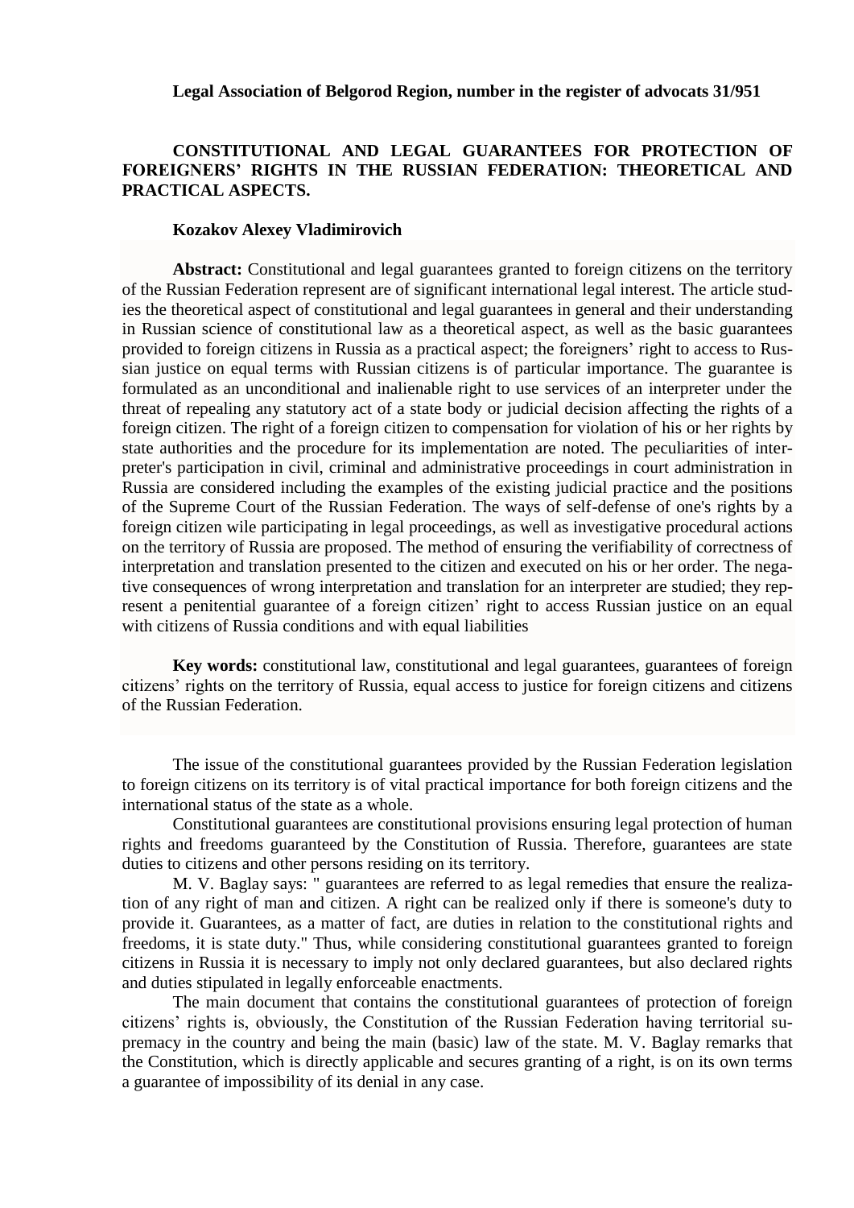**Legal Association of Belgorod Region, number in the register of advocats 31/951**

# CONSTITUTIONAL AND LEGAL GUARANTEES FOR PROTECTION OF FOREIGNERS' RIGHTS IN THE RUSSIAN FEDERATION: THEORETICAL AND PRACTICAL ASPECTS.

**Kozakov Alexey Vladimirovich**

**Abstract:** Constitutional and legal guarantees granted to foreign citizens on the territory of the Russian Federation represent are of significant international legal interest. The article studies the theoretical aspect of constitutional and legal guarantees in general and their understanding in Russian science of constitutional law as a theoretical aspect, as well as the basic guarantees provided to foreign citizens in Russia as a practical aspect; the foreigners' right to access to Russian justice on equal terms with Russian citizens is of particular importance. The guarantee is formulated as an unconditional and inalienable right to use services of an interpreter under the threat of repealing any statutory act of a state body or judicial decision affecting the rights of a foreign citizen. The right of a foreign citizen to compensation for violation of his or her rights by state authorities and the procedure for its implementation are noted. The peculiarities of interpreter's participation in civil, criminal and administrative proceedings in court administration in Russia are considered including the examples of the existing judicial practice and the positions of the Supreme Court of the Russian Federation. The ways of self-defense of one's rights by a foreign citizen wile participating in legal proceedings, as well as investigative procedural actions on the territory of Russia are proposed. The method of ensuring the verifiability of correctness of interpretation and translation presented to the citizen and executed on his or her order. The negative consequences of wrong interpretation and translation for an interpreter are studied; they represent a penitential guarantee of a foreign citizen' right to access Russian justice on an equal with citizens of Russia conditions and with equal liabilities

**Key words:** constitutional law, constitutional and legal guarantees, guarantees of foreign citizens' rights on the territory of Russia, equal access to justice for foreign citizens and citizens of the Russian Federation.

The issue of the constitutional guarantees provided by the Russian Federation legislation to foreign citizens on its territory is of vital practical importance for both foreign citizens and the international status of the state as a whole.

Constitutional guarantees are constitutional provisions ensuring legal protection of human rights and freedoms guaranteed by the Constitution of Russia. Therefore, guarantees are state duties to citizens and other persons residing on its territory.

M. V. Baglay says: " guarantees are referred to as legal remedies that ensure the realization of any right of man and citizen. A right can be realized only if there is someone's duty to provide it. Guarantees, as a matter of fact, are duties in relation to the constitutional rights and freedoms, it is state duty." Thus, while considering constitutional guarantees granted to foreign citizens in Russia it is necessary to imply not only declared guarantees, but also declared rights and duties stipulated in legally enforceable enactments.

The main document that contains the constitutional guarantees of protection of foreign citizens' rights is, obviously, the Constitution of the Russian Federation having territorial supremacy in the country and being the main (basic) law of the state. M. V. Baglay remarks that the Constitution, which is directly applicable and secures granting of a right, is on its own terms a guarantee of impossibility of its denial in any case.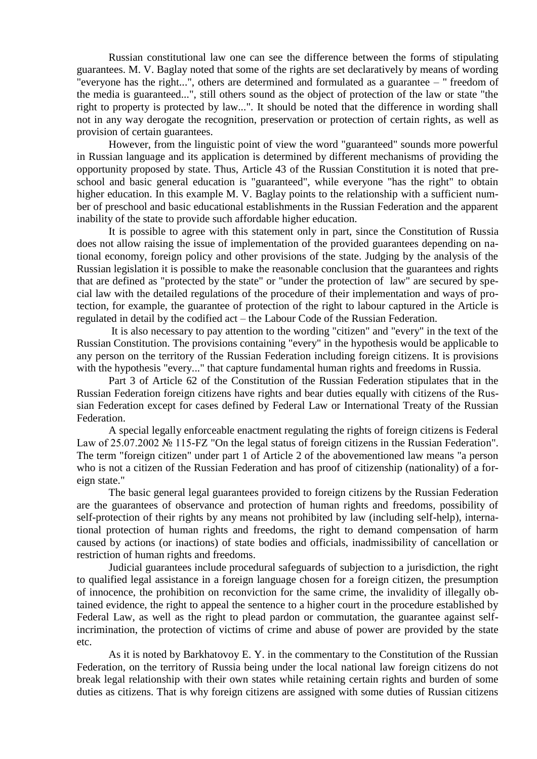Russian constitutional law one can see the difference between the forms of stipulating guarantees. M. V. Baglay noted that some of the rights are set declaratively by means of wording "everyone has the right...", others are determined and formulated as a guarantee – " freedom of the media is guaranteed...", still others sound as the object of protection of the law or state "the right to property is protected by law...". It should be noted that the difference in wording shall not in any way derogate the recognition, preservation or protection of certain rights, as well as provision of certain guarantees.

However, from the linguistic point of view the word "guaranteed" sounds more powerful in Russian language and its application is determined by different mechanisms of providing the opportunity proposed by state. Thus, Article 43 of the Russian Constitution it is noted that pre-school and basic general education is "guaranteed", while everyone "has the right" to obtain higher education. In this example M. V. Baglay points to the relationship with a sufficient number of preschool and basic educational establishments in the Russian Federation and the apparent inability of the state to provide such affordable higher education.

It is possible to agree with this statement only in part, since the Constitution of Russia does not allow raising the issue of implementation of the provided guarantees depending on national economy, foreign policy and other provisions of the state. Judging by the analysis of the Russian legislation it is possible to make the reasonable conclusion that the guarantees and rights that are defined as "protected by the state" or "under the protection of law" are secured by special law with the detailed regulations of the procedure of their implementation and ways of protection, for example, the guarantee of protection of the right to labour captured in the Article is regulated in detail by the codified act – the Labour Code of the Russian Federation.

It is also necessary to pay attention to the wording "citizen" and "every" in the text of the Russian Constitution. The provisions containing "every" in the hypothesis would be applicable to any person on the territory of the Russian Federation including foreign citizens. It is provisions with the hypothesis "every..." that capture fundamental human rights and freedoms in Russia.

Part 3 of Article 62 of the Constitution of the Russian Federation stipulates that in the Russian Federation foreign citizens have rights and bear duties equally with citizens of the Russian Federation except for cases defined by Federal Law or International Treaty of the Russian Federation.

A special legally enforceable enactment regulating the rights of foreign citizens is Federal Law of 25.07.2002 № 115-FZ "On the legal status of foreign citizens in the Russian Federation". The term "foreign citizen" under part 1 of Article 2 of the abovementioned law means "a person who is not a citizen of the Russian Federation and has proof of citizenship (nationality) of a foreign state."

The basic general legal guarantees provided to foreign citizens by the Russian Federation are the guarantees of observance and protection of human rights and freedoms, possibility of self-protection of their rights by any means not prohibited by law (including self-help), international protection of human rights and freedoms, the right to demand compensation of harm caused by actions (or inactions) of state bodies and officials, inadmissibility of cancellation or restriction of human rights and freedoms.

Judicial guarantees include procedural safeguards of subjection to a jurisdiction, the right to qualified legal assistance in a foreign language chosen for a foreign citizen, the presumption of innocence, the prohibition on reconviction for the same crime, the invalidity of illegally obtained evidence, the right to appeal the sentence to a higher court in the procedure established by Federal Law, as well as the right to plead pardon or commutation, the guarantee against self-incrimination, the protection of victims of crime and abuse of power are provided by the state etc.

As it is noted by Barkhatovoy E. Y. in the commentary to the Constitution of the Russian Federation, on the territory of Russia being under the local national law foreign citizens do not break legal relationship with their own states while retaining certain rights and burden of some duties as citizens. That is why foreign citizens are assigned with some duties of Russian citizens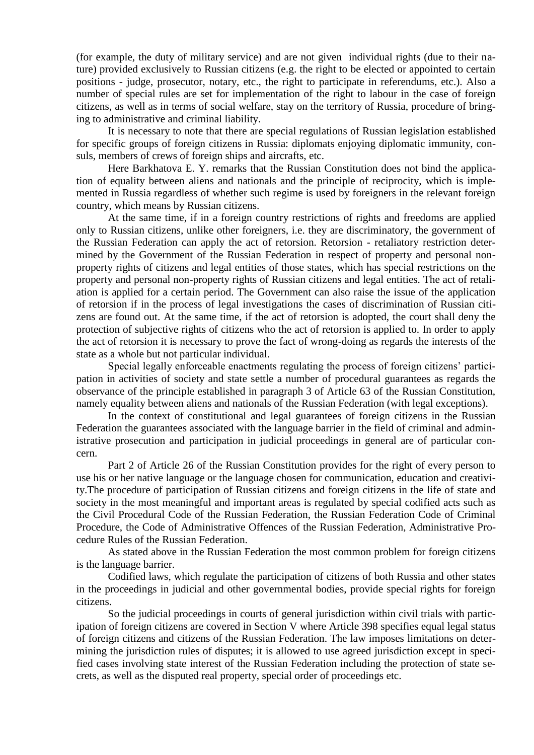(for example, the duty of military service) and are not given individual rights (due to their nature) provided exclusively to Russian citizens (e.g. the right to be elected or appointed to certain positions - judge, prosecutor, notary, etc., the right to participate in referendums, etc.). Also a number of special rules are set for implementation of the right to labour in the case of foreign citizens, as well as in terms of social welfare, stay on the territory of Russia, procedure of bringing to administrative and criminal liability.

It is necessary to note that there are special regulations of Russian legislation established for specific groups of foreign citizens in Russia: diplomats enjoying diplomatic immunity, consuls, members of crews of foreign ships and aircrafts, etc.

Here Barkhatova E. Y. remarks that the Russian Constitution does not bind the application of equality between aliens and nationals and the principle of reciprocity, which is implemented in Russia regardless of whether such regime is used by foreigners in the relevant foreign country, which means by Russian citizens.

At the same time, if in a foreign country restrictions of rights and freedoms are applied only to Russian citizens, unlike other foreigners, i.e. they are discriminatory, the government of the Russian Federation can apply the act of retorsion. Retorsion - retaliatory restriction determined by the Government of the Russian Federation in respect of property and personal non-property rights of citizens and legal entities of those states, which has special restrictions on the property and personal non-property rights of Russian citizens and legal entities. The act of retaliation is applied for a certain period. The Government can also raise the issue of the application of retorsion if in the process of legal investigations the cases of discrimination of Russian citizens are found out. At the same time, if the act of retorsion is adopted, the court shall deny the protection of subjective rights of citizens who the act of retorsion is applied to. In order to apply the act of retorsion it is necessary to prove the fact of wrong-doing as regards the interests of the state as a whole but not particular individual.

Special legally enforceable enactments regulating the process of foreign citizens' participation in activities of society and state settle a number of procedural guarantees as regards the observance of the principle established in paragraph 3 of Article 63 of the Russian Constitution, namely equality between aliens and nationals of the Russian Federation (with legal exceptions).

In the context of constitutional and legal guarantees of foreign citizens in the Russian Federation the guarantees associated with the language barrier in the field of criminal and administrative prosecution and participation in judicial proceedings in general are of particular concern.

Part 2 of Article 26 of the Russian Constitution provides for the right of every person to use his or her native language or the language chosen for communication, education and creativity.The procedure of participation of Russian citizens and foreign citizens in the life of state and society in the most meaningful and important areas is regulated by special codified acts such as the Civil Procedural Code of the Russian Federation, the Russian Federation Code of Criminal Procedure, the Code of Administrative Offences of the Russian Federation, Administrative Procedure Rules of the Russian Federation.

As stated above in the Russian Federation the most common problem for foreign citizens is the language barrier.

Codified laws, which regulate the participation of citizens of both Russia and other states in the proceedings in judicial and other governmental bodies, provide special rights for foreign citizens.

So the judicial proceedings in courts of general jurisdiction within civil trials with participation of foreign citizens are covered in Section V where Article 398 specifies equal legal status of foreign citizens and citizens of the Russian Federation. The law imposes limitations on determining the jurisdiction rules of disputes; it is allowed to use agreed jurisdiction except in specified cases involving state interest of the Russian Federation including the protection of state secrets, as well as the disputed real property, special order of proceedings etc.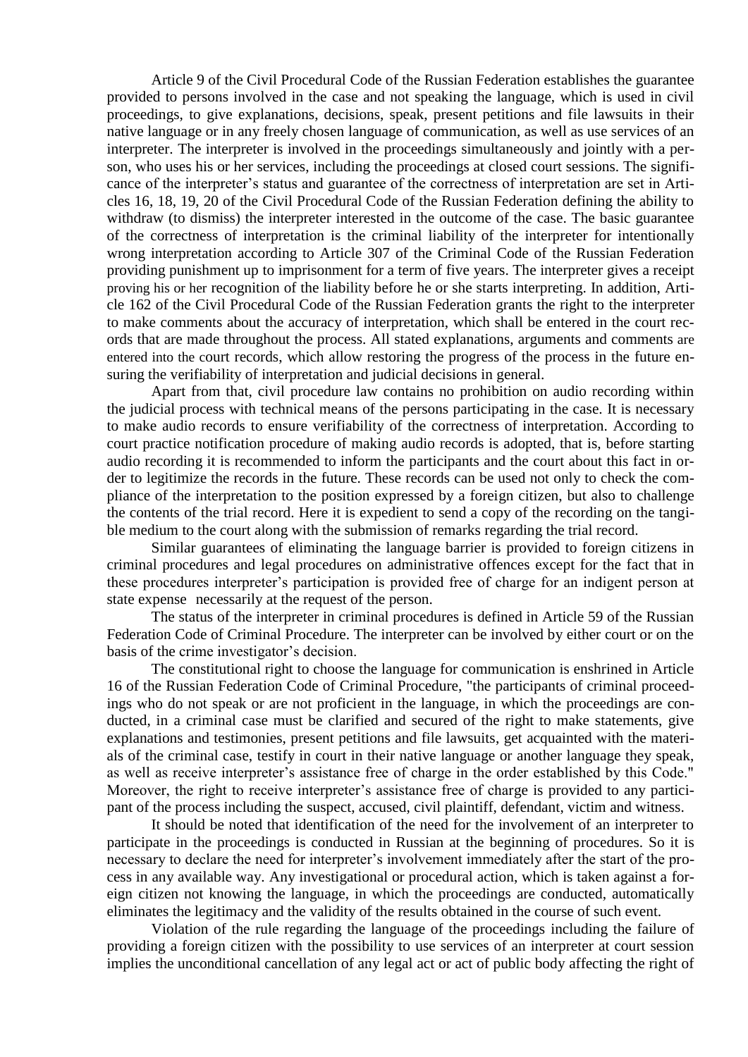Article 9 of the Civil Procedural Code of the Russian Federation establishes the guarantee provided to persons involved in the case and not speaking the language, which is used in civil proceedings, to give explanations, decisions, speak, present petitions and file lawsuits in their native language or in any freely chosen language of communication, as well as use services of an interpreter. The interpreter is involved in the proceedings simultaneously and jointly with a person, who uses his or her services, including the proceedings at closed court sessions. The significance of the interpreter's status and guarantee of the correctness of interpretation are set in Articles 16, 18, 19, 20 of the Civil Procedural Code of the Russian Federation defining the ability to withdraw (to dismiss) the interpreter interested in the outcome of the case. The basic guarantee of the correctness of interpretation is the criminal liability of the interpreter for intentionally wrong interpretation according to Article 307 of the Criminal Code of the Russian Federation providing punishment up to imprisonment for a term of five years. The interpreter gives a receipt proving his or her recognition of the liability before he or she starts interpreting. In addition, Article 162 of the Civil Procedural Code of the Russian Federation grants the right to the interpreter to make comments about the accuracy of interpretation, which shall be entered in the court records that are made throughout the process. All stated explanations, arguments and comments are entered into the court records, which allow restoring the progress of the process in the future ensuring the verifiability of interpretation and judicial decisions in general.

Apart from that, civil procedure law contains no prohibition on audio recording within the judicial process with technical means of the persons participating in the case. It is necessary to make audio records to ensure verifiability of the correctness of interpretation. According to court practice notification procedure of making audio records is adopted, that is, before starting audio recording it is recommended to inform the participants and the court about this fact in order to legitimize the records in the future. These records can be used not only to check the compliance of the interpretation to the position expressed by a foreign citizen, but also to challenge the contents of the trial record. Here it is expedient to send a copy of the recording on the tangible medium to the court along with the submission of remarks regarding the trial record.

Similar guarantees of eliminating the language barrier is provided to foreign citizens in criminal procedures and legal procedures on administrative offences except for the fact that in these procedures interpreter's participation is provided free of charge for an indigent person at state expense necessarily at the request of the person.

The status of the interpreter in criminal procedures is defined in Article 59 of the Russian Federation Code of Criminal Procedure. The interpreter can be involved by either court or on the basis of the crime investigator's decision.

The constitutional right to choose the language for communication is enshrined in Article 16 of the Russian Federation Code of Criminal Procedure, "the participants of criminal proceedings who do not speak or are not proficient in the language, in which the proceedings are conducted, in a criminal case must be clarified and secured of the right to make statements, give explanations and testimonies, present petitions and file lawsuits, get acquainted with the materials of the criminal case, testify in court in their native language or another language they speak, as well as receive interpreter's assistance free of charge in the order established by this Code." Moreover, the right to receive interpreter's assistance free of charge is provided to any participant of the process including the suspect, accused, civil plaintiff, defendant, victim and witness.

It should be noted that identification of the need for the involvement of an interpreter to participate in the proceedings is conducted in Russian at the beginning of procedures. So it is necessary to declare the need for interpreter's involvement immediately after the start of the process in any available way. Any investigational or procedural action, which is taken against a foreign citizen not knowing the language, in which the proceedings are conducted, automatically eliminates the legitimacy and the validity of the results obtained in the course of such event.

Violation of the rule regarding the language of the proceedings including the failure of providing a foreign citizen with the possibility to use services of an interpreter at court session implies the unconditional cancellation of any legal act or act of public body affecting the right of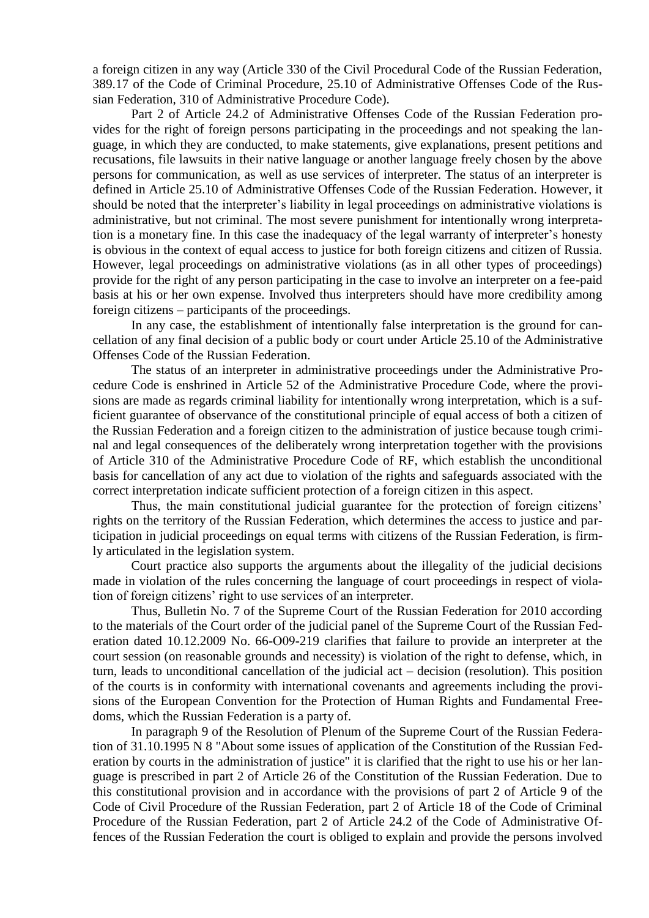a foreign citizen in any way (Article 330 of the Civil Procedural Code of the Russian Federation, 389.17 of the Code of Criminal Procedure, 25.10 of Administrative Offenses Code of the Russian Federation, 310 of Administrative Procedure Code).

Part 2 of Article 24.2 of Administrative Offenses Code of the Russian Federation provides for the right of foreign persons participating in the proceedings and not speaking the language, in which they are conducted, to make statements, give explanations, present petitions and recusations, file lawsuits in their native language or another language freely chosen by the above persons for communication, as well as use services of interpreter. The status of an interpreter is defined in Article 25.10 of Administrative Offenses Code of the Russian Federation. However, it should be noted that the interpreter's liability in legal proceedings on administrative violations is administrative, but not criminal. The most severe punishment for intentionally wrong interpretation is a monetary fine. In this case the inadequacy of the legal warranty of interpreter's honesty is obvious in the context of equal access to justice for both foreign citizens and citizen of Russia. However, legal proceedings on administrative violations (as in all other types of proceedings) provide for the right of any person participating in the case to involve an interpreter on a fee-paid basis at his or her own expense. Involved thus interpreters should have more credibility among foreign citizens – participants of the proceedings.

In any case, the establishment of intentionally false interpretation is the ground for cancellation of any final decision of a public body or court under Article 25.10 of the Administrative Offenses Code of the Russian Federation.

The status of an interpreter in administrative proceedings under the Administrative Procedure Code is enshrined in Article 52 of the Administrative Procedure Code, where the provisions are made as regards criminal liability for intentionally wrong interpretation, which is a sufficient guarantee of observance of the constitutional principle of equal access of both a citizen of the Russian Federation and a foreign citizen to the administration of justice because tough criminal and legal consequences of the deliberately wrong interpretation together with the provisions of Article 310 of the Administrative Procedure Code of RF, which establish the unconditional basis for cancellation of any act due to violation of the rights and safeguards associated with the correct interpretation indicate sufficient protection of a foreign citizen in this aspect.

Thus, the main constitutional judicial guarantee for the protection of foreign citizens' rights on the territory of the Russian Federation, which determines the access to justice and participation in judicial proceedings on equal terms with citizens of the Russian Federation, is firmly articulated in the legislation system.

Court practice also supports the arguments about the illegality of the judicial decisions made in violation of the rules concerning the language of court proceedings in respect of violation of foreign citizens' right to use services of an interpreter.

Thus, Bulletin No. 7 of the Supreme Court of the Russian Federation for 2010 according to the materials of the Court order of the judicial panel of the Supreme Court of the Russian Federation dated 10.12.2009 No. 66-O09-219 clarifies that failure to provide an interpreter at the court session (on reasonable grounds and necessity) is violation of the right to defense, which, in turn, leads to unconditional cancellation of the judicial act – decision (resolution). This position of the courts is in conformity with international covenants and agreements including the provisions of the European Convention for the Protection of Human Rights and Fundamental Freedoms, which the Russian Federation is a party of.

In paragraph 9 of the Resolution of Plenum of the Supreme Court of the Russian Federation of 31.10.1995 N 8 "About some issues of application of the Constitution of the Russian Federation by courts in the administration of justice" it is clarified that the right to use his or her language is prescribed in part 2 of Article 26 of the Constitution of the Russian Federation. Due to this constitutional provision and in accordance with the provisions of part 2 of Article 9 of the Code of Civil Procedure of the Russian Federation, part 2 of Article 18 of the Code of Criminal Procedure of the Russian Federation, part 2 of Article 24.2 of the Code of Administrative Offences of the Russian Federation the court is obliged to explain and provide the persons involved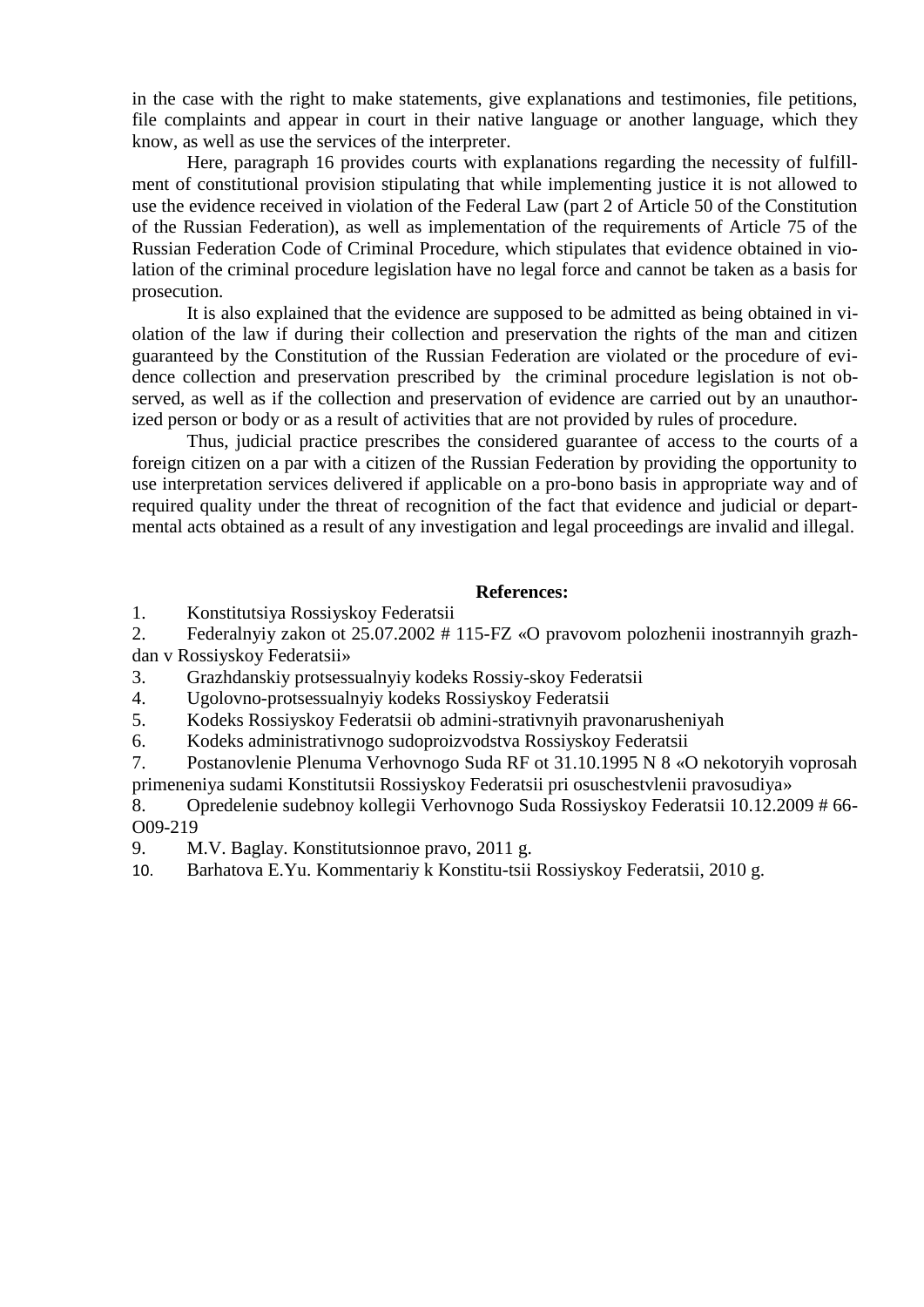in the case with the right to make statements, give explanations and testimonies, file petitions, file complaints and appear in court in their native language or another language, which they know, as well as use the services of the interpreter.

Here, paragraph 16 provides courts with explanations regarding the necessity of fulfillment of constitutional provision stipulating that while implementing justice it is not allowed to use the evidence received in violation of the Federal Law (part 2 of Article 50 of the Constitution of the Russian Federation), as well as implementation of the requirements of Article 75 of the Russian Federation Code of Criminal Procedure, which stipulates that evidence obtained in violation of the criminal procedure legislation have no legal force and cannot be taken as a basis for prosecution.

It is also explained that the evidence are supposed to be admitted as being obtained in violation of the law if during their collection and preservation the rights of the man and citizen guaranteed by the Constitution of the Russian Federation are violated or the procedure of evidence collection and preservation prescribed by the criminal procedure legislation is not observed, as well as if the collection and preservation of evidence are carried out by an unauthorized person or body or as a result of activities that are not provided by rules of procedure.

Thus, judicial practice prescribes the considered guarantee of access to the courts of a foreign citizen on a par with a citizen of the Russian Federation by providing the opportunity to use interpretation services delivered if applicable on a pro-bono basis in appropriate way and of required quality under the threat of recognition of the fact that evidence and judicial or departmental acts obtained as a result of any investigation and legal proceedings are invalid and illegal.

**References:**

1. Konstitutsiya Rossiyskoy Federatsii
2. Federalnyiy zakon ot 25.07.2002 # 115-FZ «O pravovom polozhenii inostrannyih grazhdan v Rossiyskoy Federatsii»
3. Grazhdanskiy protsessualnyiy kodeks Rossiy-skoy Federatsii
4. Ugolovno-protsessualnyiy kodeks Rossiyskoy Federatsii
5. Kodeks Rossiyskoy Federatsii ob admini-strativnyih pravonarusheniyah
6. Kodeks administrativnogo sudoproizvodstva Rossiyskoy Federatsii
7. Postanovlenie Plenuma Verhovnogo Suda RF ot 31.10.1995 N 8 «O nekotoryih voprosah primeneniya sudami Konstitutsii Rossiyskoy Federatsii pri osuschestvlenii pravosudiya»
8. Opredelenie sudebnoy kollegii Verhovnogo Suda Rossiyskoy Federatsii 10.12.2009 # 66-O09-219
9. M.V. Baglay. Konstitutsionnoe pravo, 2011 g.
10. Barhatova E.Yu. Kommentariy k Konstitu-tsii Rossiyskoy Federatsii, 2010 g.